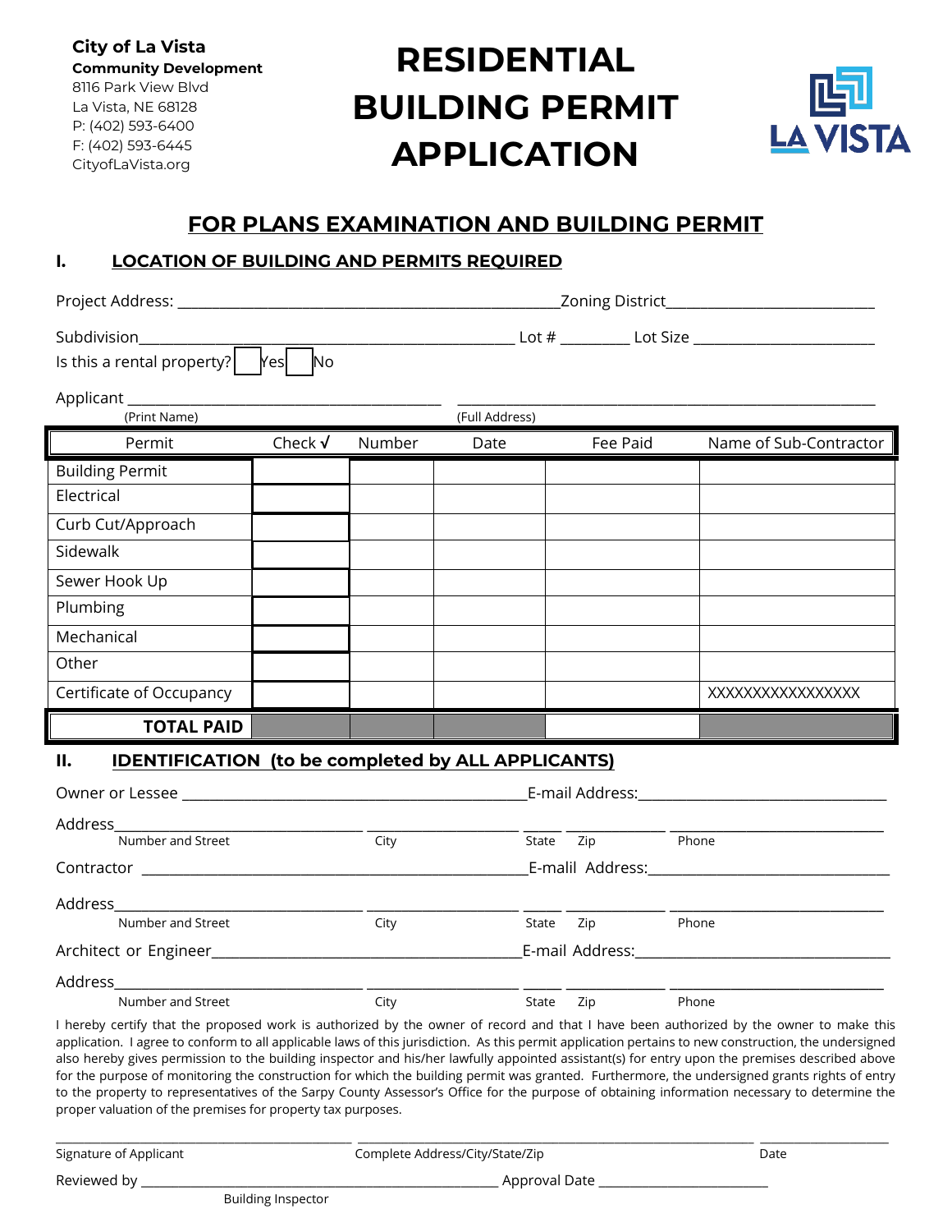**City of La Vista**
**Community Development**
8116 Park View Blvd
La Vista, NE 68128
P: (402) 593-6400
F: (402) 593-6445
CityofLaVista.org

# RESIDENTIAL BUILDING PERMIT APPLICATION

LA VISTA

## FOR PLANS EXAMINATION AND BUILDING PERMIT

### I. LOCATION OF BUILDING AND PERMITS REQUIRED

Project Address: ________________________________________________Zoning District__________________________

Subdivision________________________________________________ Lot # ________ Lot Size ______________________

Is this a rental property? ☐ Yes ☐ No

Applicant ______________________________________ ________________________________________________
(Print Name) (Full Address)

| Permit | Check √ | Number | Date | Fee Paid | Name of Sub-Contractor |
|---|---|---|---|---|---|
| Building Permit | | | | | |
| Electrical | | | | | |
| Curb Cut/Approach | | | | | |
| Sidewalk | | | | | |
| Sewer Hook Up | | | | | |
| Plumbing | | | | | |
| Mechanical | | | | | |
| Other | | | | | |
| Certificate of Occupancy | | | | | XXXXXXXXXXXXXXXX |
| **TOTAL PAID** | | | | | |

### II. IDENTIFICATION (to be completed by ALL APPLICANTS)

Owner or Lessee ________________________________________E-mail Address:______________________________

Address_______________________________ ___________________ _____ ____________ ___________________________
Number and Street City State Zip Phone

Contractor ____________________________________________E-mali Address:______________________________

Address_______________________________ ___________________ _____ ____________ ___________________________
Number and Street City State Zip Phone

Architect or Engineer_______________________________________E-mail Address:______________________________

Address_______________________________ ___________________ _____ ____________ ___________________________
Number and Street City State Zip Phone

I hereby certify that the proposed work is authorized by the owner of record and that I have been authorized by the owner to make this application. I agree to conform to all applicable laws of this jurisdiction. As this permit application pertains to new construction, the undersigned also hereby gives permission to the building inspector and his/her lawfully appointed assistant(s) for entry upon the premises described above for the purpose of monitoring the construction for which the building permit was granted. Furthermore, the undersigned grants rights of entry to the property to representatives of the Sarpy County Assessor's Office for the purpose of obtaining information necessary to determine the proper valuation of the premises for property tax purposes.

_________________________________________ ______________________________________________ __________________
Signature of Applicant Complete Address/City/State/Zip Date

Reviewed by ________________________________________________ Approval Date ________________________
Building Inspector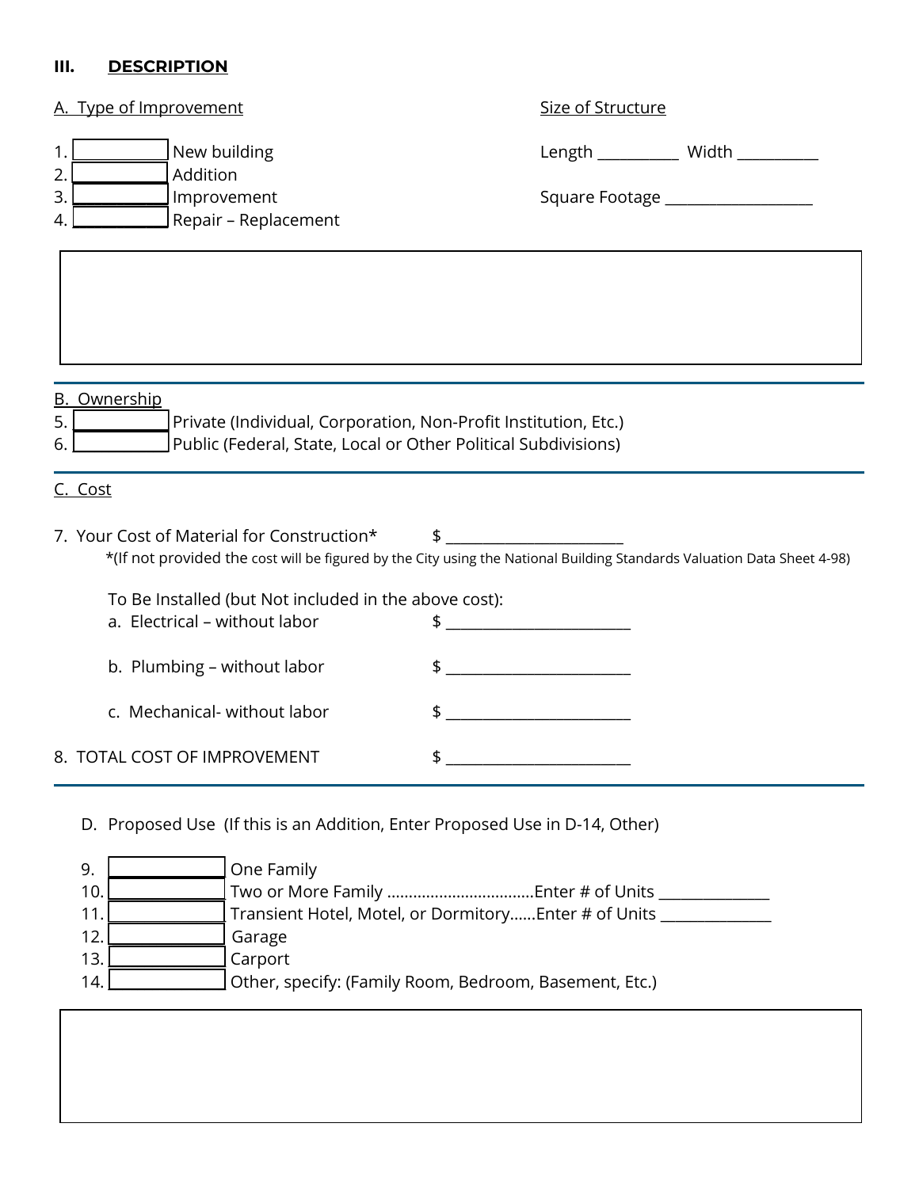## III. DESCRIPTION

**A. Type of Improvement**

1. ☐ New building
2. ☐ Addition
3. ☐ Improvement
4. ☐ Repair – Replacement

**Size of Structure**

Length __________ Width __________

Square Footage ___________________

---

**B. Ownership**

5. ☐ Private (Individual, Corporation, Non-Profit Institution, Etc.)
6. ☐ Public (Federal, State, Local or Other Political Subdivisions)

---

**C. Cost**

7. Your Cost of Material for Construction* $ _______________________

*(If not provided the cost will be figured by the City using the National Building Standards Valuation Data Sheet 4-98)

To Be Installed (but Not included in the above cost):

a. Electrical – without labor $ _______________________

b. Plumbing – without labor $ _______________________

c. Mechanical- without labor $ _______________________

8. TOTAL COST OF IMPROVEMENT $ _______________________

---

D. Proposed Use (If this is an Addition, Enter Proposed Use in D-14, Other)

9. ☐ One Family
10. ☐ Two or More Family ................................Enter # of Units ______________
11. ☐ Transient Hotel, Motel, or Dormitory......Enter # of Units ______________
12. ☐ Garage
13. ☐ Carport
14. ☐ Other, specify: (Family Room, Bedroom, Basement, Etc.)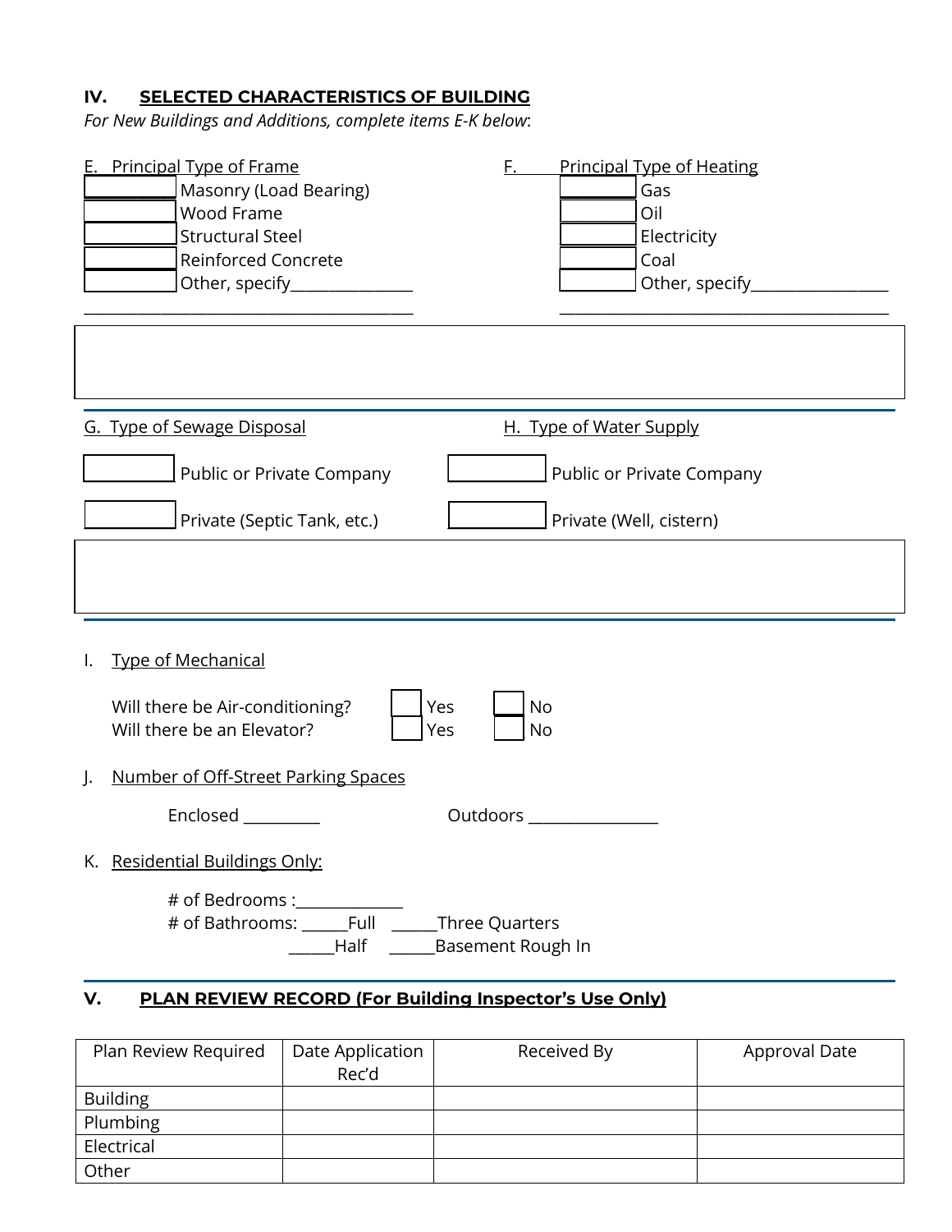## IV. SELECTED CHARACTERISTICS OF BUILDING

*For New Buildings and Additions, complete items E-K below*:

**E. Principal Type of Frame**

- ☐ Masonry (Load Bearing)
- ☐ Wood Frame
- ☐ Structural Steel
- ☐ Reinforced Concrete
- ☐ Other, specify_______________

________________________________________

**F. Principal Type of Heating**

- ☐ Gas
- ☐ Oil
- ☐ Electricity
- ☐ Coal
- ☐ Other, specify_________________

________________________________________

**G. Type of Sewage Disposal**

- ☐ Public or Private Company
- ☐ Private (Septic Tank, etc.)

**H. Type of Water Supply**

- ☐ Public or Private Company
- ☐ Private (Well, cistern)

**I. Type of Mechanical**

Will there be Air-conditioning? ☐ Yes ☐ No

Will there be an Elevator? ☐ Yes ☐ No

**J. Number of Off-Street Parking Spaces**

Enclosed _________ Outdoors _______________

**K. Residential Buildings Only:**

# of Bedrooms :_____________

# of Bathrooms: ______Full ______Three Quarters

______Half ______Basement Rough In

## V. PLAN REVIEW RECORD (For Building Inspector's Use Only)

| Plan Review Required | Date Application Rec'd | Received By | Approval Date |
|---|---|---|---|
| Building | | | |
| Plumbing | | | |
| Electrical | | | |
| Other | | | |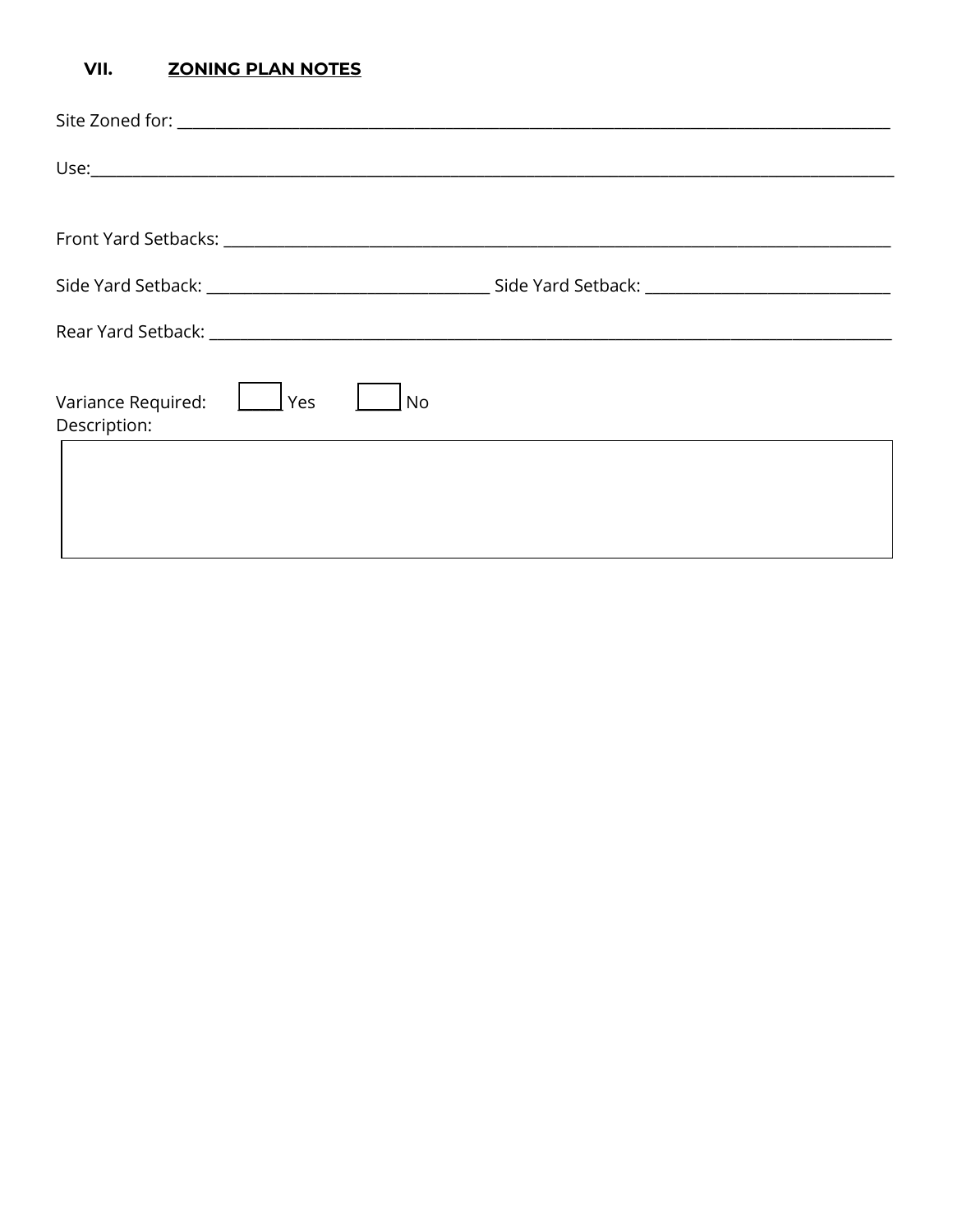## VII. ZONING PLAN NOTES

Site Zoned for: ______________________________________________________________________________________

Use:__________________________________________________________________________________________________

Front Yard Setbacks: __________________________________________________________________________________

Side Yard Setback: ___________________________________ Side Yard Setback: _______________________________

Rear Yard Setback: ____________________________________________________________________________________

Variance Required: ☐ Yes ☐ No

Description:

| |
|---|
| |